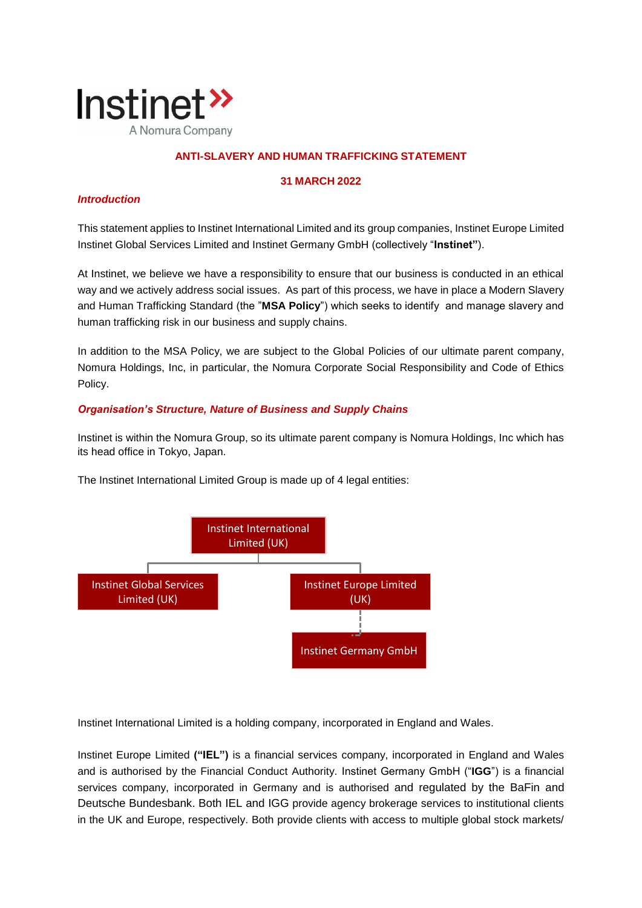Instinet
A Nomura Company

# ANTI-SLAVERY AND HUMAN TRAFFICKING STATEMENT

**31 MARCH 2022**

## *Introduction*

This statement applies to Instinet International Limited and its group companies, Instinet Europe Limited Instinet Global Services Limited and Instinet Germany GmbH (collectively "**Instinet"**).

At Instinet, we believe we have a responsibility to ensure that our business is conducted in an ethical way and we actively address social issues. As part of this process, we have in place a Modern Slavery and Human Trafficking Standard (the "**MSA Policy**") which seeks to identify and manage slavery and human trafficking risk in our business and supply chains.

In addition to the MSA Policy, we are subject to the Global Policies of our ultimate parent company, Nomura Holdings, Inc, in particular, the Nomura Corporate Social Responsibility and Code of Ethics Policy.

## *Organisation's Structure, Nature of Business and Supply Chains*

Instinet is within the Nomura Group, so its ultimate parent company is Nomura Holdings, Inc which has its head office in Tokyo, Japan.

The Instinet International Limited Group is made up of 4 legal entities:

- Instinet International Limited (UK)
  - Instinet Global Services Limited (UK)
  - Instinet Europe Limited (UK)
    - Instinet Germany GmbH

Instinet International Limited is a holding company, incorporated in England and Wales.

Instinet Europe Limited **("IEL")** is a financial services company, incorporated in England and Wales and is authorised by the Financial Conduct Authority. Instinet Germany GmbH ("**IGG**") is a financial services company, incorporated in Germany and is authorised and regulated by the BaFin and Deutsche Bundesbank. Both IEL and IGG provide agency brokerage services to institutional clients in the UK and Europe, respectively. Both provide clients with access to multiple global stock markets/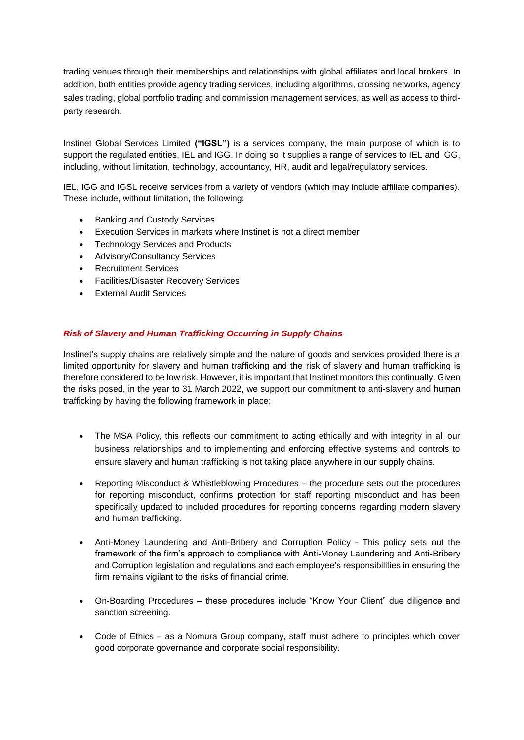trading venues through their memberships and relationships with global affiliates and local brokers. In addition, both entities provide agency trading services, including algorithms, crossing networks, agency sales trading, global portfolio trading and commission management services, as well as access to third-party research.

Instinet Global Services Limited **("IGSL")** is a services company, the main purpose of which is to support the regulated entities, IEL and IGG. In doing so it supplies a range of services to IEL and IGG, including, without limitation, technology, accountancy, HR, audit and legal/regulatory services.

IEL, IGG and IGSL receive services from a variety of vendors (which may include affiliate companies). These include, without limitation, the following:

- Banking and Custody Services
- Execution Services in markets where Instinet is not a direct member
- Technology Services and Products
- Advisory/Consultancy Services
- Recruitment Services
- Facilities/Disaster Recovery Services
- External Audit Services

### ***Risk of Slavery and Human Trafficking Occurring in Supply Chains***

Instinet's supply chains are relatively simple and the nature of goods and services provided there is a limited opportunity for slavery and human trafficking and the risk of slavery and human trafficking is therefore considered to be low risk. However, it is important that Instinet monitors this continually. Given the risks posed, in the year to 31 March 2022, we support our commitment to anti-slavery and human trafficking by having the following framework in place:

- The MSA Policy, this reflects our commitment to acting ethically and with integrity in all our business relationships and to implementing and enforcing effective systems and controls to ensure slavery and human trafficking is not taking place anywhere in our supply chains.

- Reporting Misconduct & Whistleblowing Procedures – the procedure sets out the procedures for reporting misconduct, confirms protection for staff reporting misconduct and has been specifically updated to included procedures for reporting concerns regarding modern slavery and human trafficking.

- Anti-Money Laundering and Anti-Bribery and Corruption Policy - This policy sets out the framework of the firm's approach to compliance with Anti-Money Laundering and Anti-Bribery and Corruption legislation and regulations and each employee's responsibilities in ensuring the firm remains vigilant to the risks of financial crime.

- On-Boarding Procedures – these procedures include "Know Your Client" due diligence and sanction screening.

- Code of Ethics – as a Nomura Group company, staff must adhere to principles which cover good corporate governance and corporate social responsibility.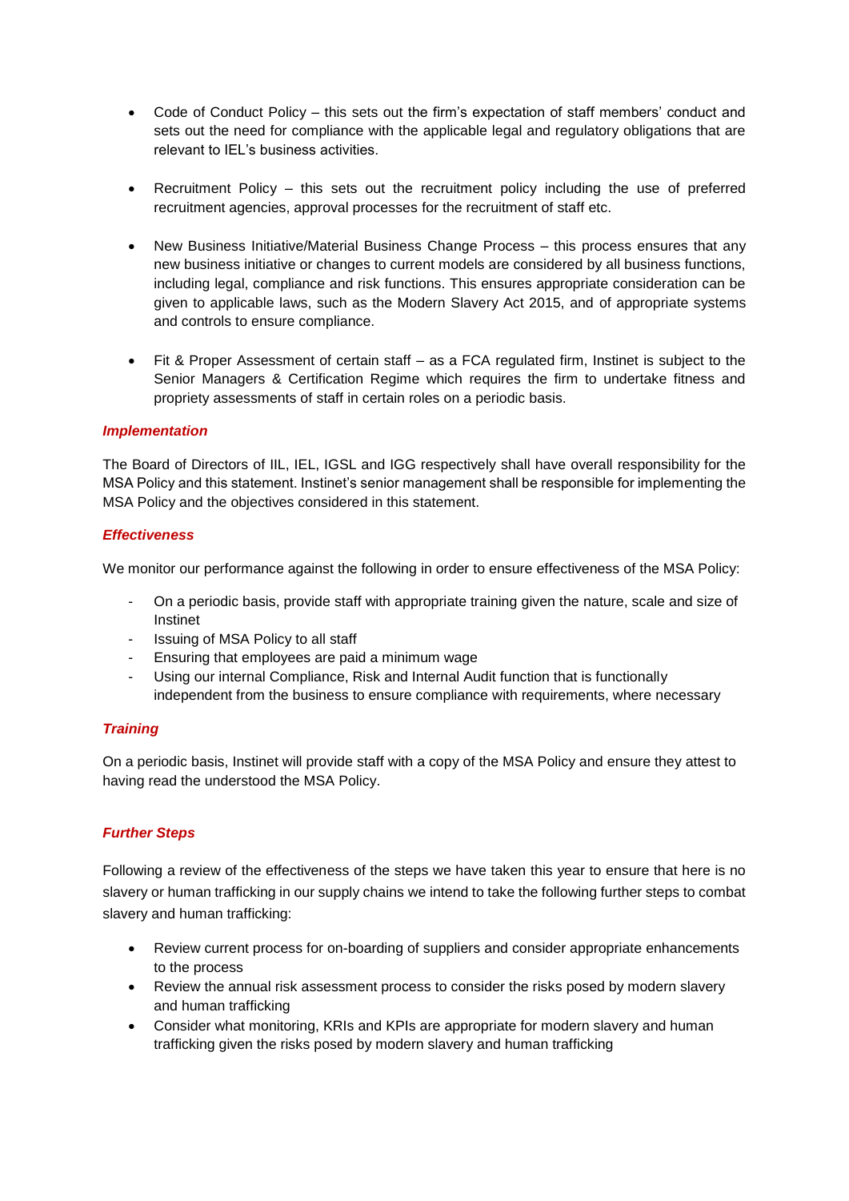- Code of Conduct Policy – this sets out the firm's expectation of staff members' conduct and sets out the need for compliance with the applicable legal and regulatory obligations that are relevant to IEL's business activities.

- Recruitment Policy – this sets out the recruitment policy including the use of preferred recruitment agencies, approval processes for the recruitment of staff etc.

- New Business Initiative/Material Business Change Process – this process ensures that any new business initiative or changes to current models are considered by all business functions, including legal, compliance and risk functions. This ensures appropriate consideration can be given to applicable laws, such as the Modern Slavery Act 2015, and of appropriate systems and controls to ensure compliance.

- Fit & Proper Assessment of certain staff – as a FCA regulated firm, Instinet is subject to the Senior Managers & Certification Regime which requires the firm to undertake fitness and propriety assessments of staff in certain roles on a periodic basis.

### *Implementation*

The Board of Directors of IIL, IEL, IGSL and IGG respectively shall have overall responsibility for the MSA Policy and this statement. Instinet's senior management shall be responsible for implementing the MSA Policy and the objectives considered in this statement.

### *Effectiveness*

We monitor our performance against the following in order to ensure effectiveness of the MSA Policy:

- On a periodic basis, provide staff with appropriate training given the nature, scale and size of Instinet
- Issuing of MSA Policy to all staff
- Ensuring that employees are paid a minimum wage
- Using our internal Compliance, Risk and Internal Audit function that is functionally independent from the business to ensure compliance with requirements, where necessary

### *Training*

On a periodic basis, Instinet will provide staff with a copy of the MSA Policy and ensure they attest to having read the understood the MSA Policy.

### *Further Steps*

Following a review of the effectiveness of the steps we have taken this year to ensure that here is no slavery or human trafficking in our supply chains we intend to take the following further steps to combat slavery and human trafficking:

- Review current process for on-boarding of suppliers and consider appropriate enhancements to the process
- Review the annual risk assessment process to consider the risks posed by modern slavery and human trafficking
- Consider what monitoring, KRIs and KPIs are appropriate for modern slavery and human trafficking given the risks posed by modern slavery and human trafficking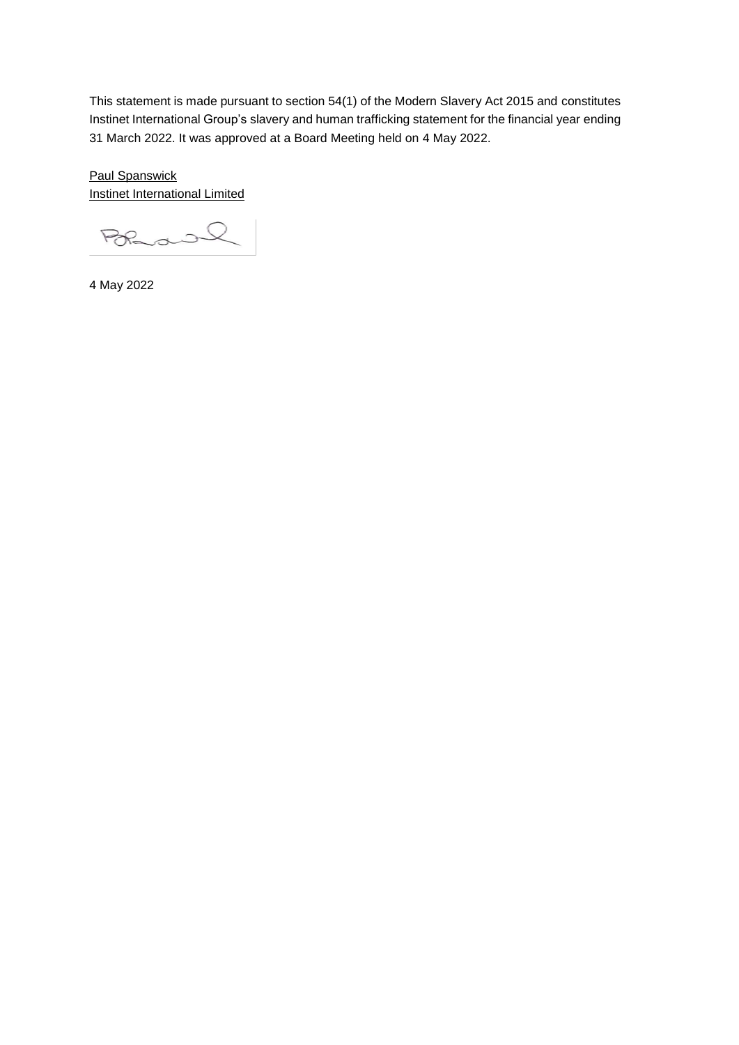This statement is made pursuant to section 54(1) of the Modern Slavery Act 2015 and constitutes Instinet International Group's slavery and human trafficking statement for the financial year ending 31 March 2022. It was approved at a Board Meeting held on 4 May 2022.

Paul Spanswick  
Instinet International Limited

4 May 2022